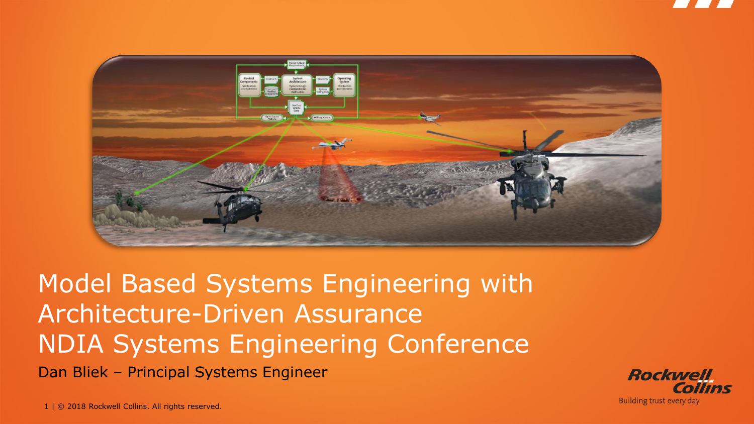# Model Based Systems Engineering with Architecture-Driven Assurance NDIA Systems Engineering Conference

Dan Bliek – Principal Systems Engineer

© 2018 Rockwell Collins. All rights reserved.

Rockwell Collins

Building trust every day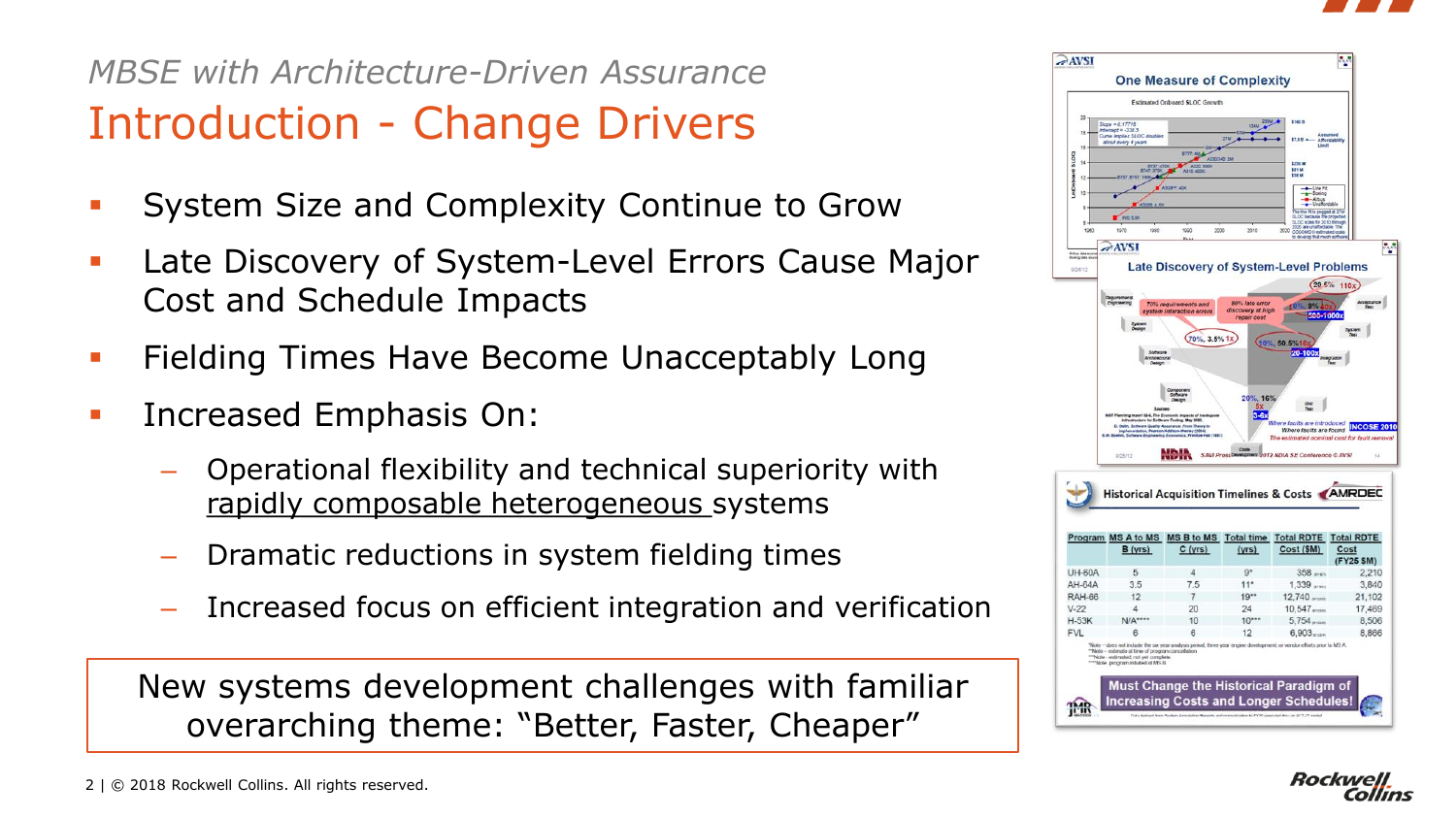*MBSE with Architecture-Driven Assurance*

# Introduction - Change Drivers

- System Size and Complexity Continue to Grow
- Late Discovery of System-Level Errors Cause Major Cost and Schedule Impacts
- Fielding Times Have Become Unacceptably Long
- Increased Emphasis On:
  - Operational flexibility and technical superiority with rapidly composable heterogeneous systems
  - Dramatic reductions in system fielding times
  - Increased focus on efficient integration and verification

New systems development challenges with familiar overarching theme: "Better, Faster, Cheaper"

**One Measure of Complexity**

**Late Discovery of System-Level Problems**

**Historical Acquisition Timelines & Costs**

| Program | MS A to MS B (yrs) | MS B to MS C (yrs) | Total time (yrs) | Total RDTE Cost ($M) | Total RDTE Cost (FY25 $M) |
|---|---|---|---|---|---|
| UH-60A | 5 | 4 | 9* | 358 | 2,210 |
| AH-64A | 3.5 | 7.5 | 11* | 1,339 | 3,840 |
| RAH-66 | 12 | 7 | 19** | 12,740 | 21,102 |
| V-22 | 4 | 20 | 24 | 10,547 | 17,469 |
| H-53K | N/A**** | 10 | 10*** | 5,754 | 8,506 |
| FVL | 6 | 6 | 12 | 6,903 | 8,866 |

**Must Change the Historical Paradigm of Increasing Costs and Longer Schedules!**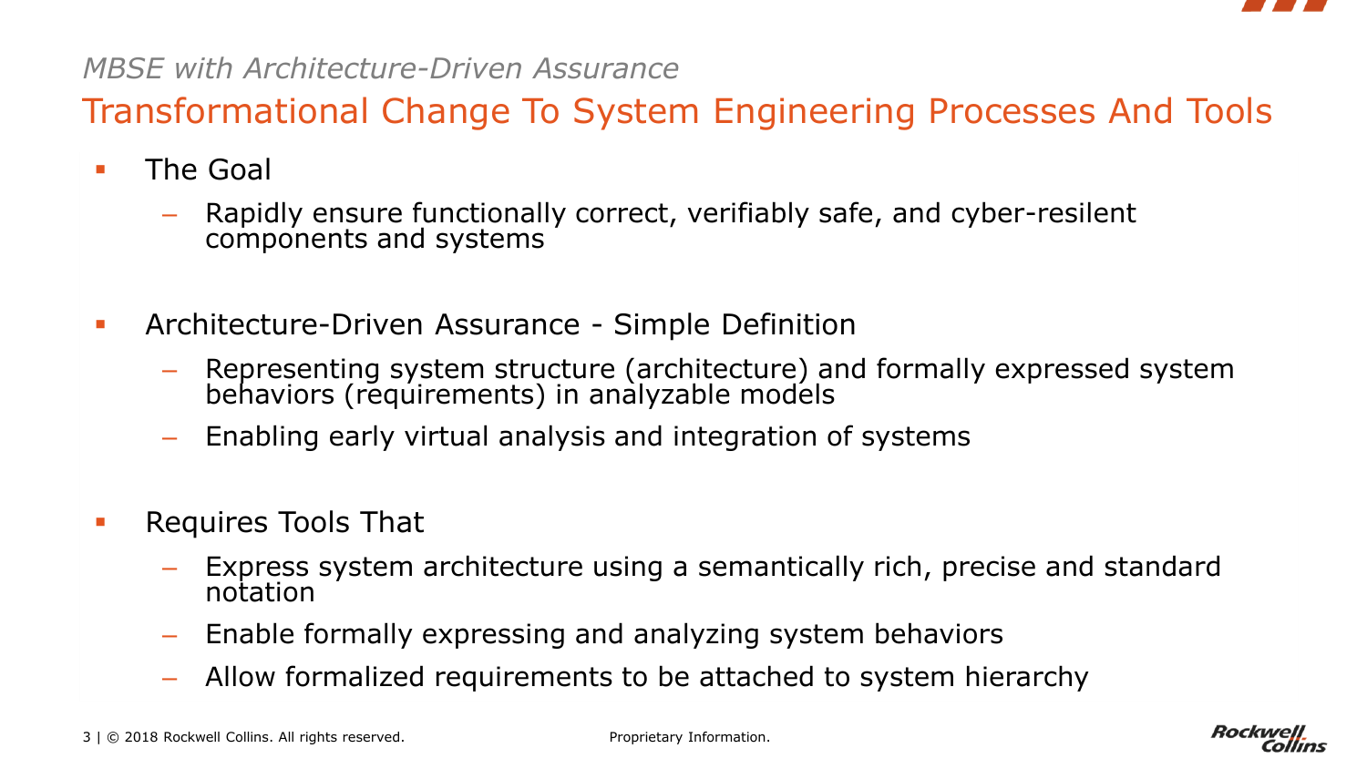*MBSE with Architecture-Driven Assurance*

# Transformational Change To System Engineering Processes And Tools

- The Goal
  - Rapidly ensure functionally correct, verifiably safe, and cyber-resilent components and systems
- Architecture-Driven Assurance - Simple Definition
  - Representing system structure (architecture) and formally expressed system behaviors (requirements) in analyzable models
  - Enabling early virtual analysis and integration of systems
- Requires Tools That
  - Express system architecture using a semantically rich, precise and standard notation
  - Enable formally expressing and analyzing system behaviors
  - Allow formalized requirements to be attached to system hierarchy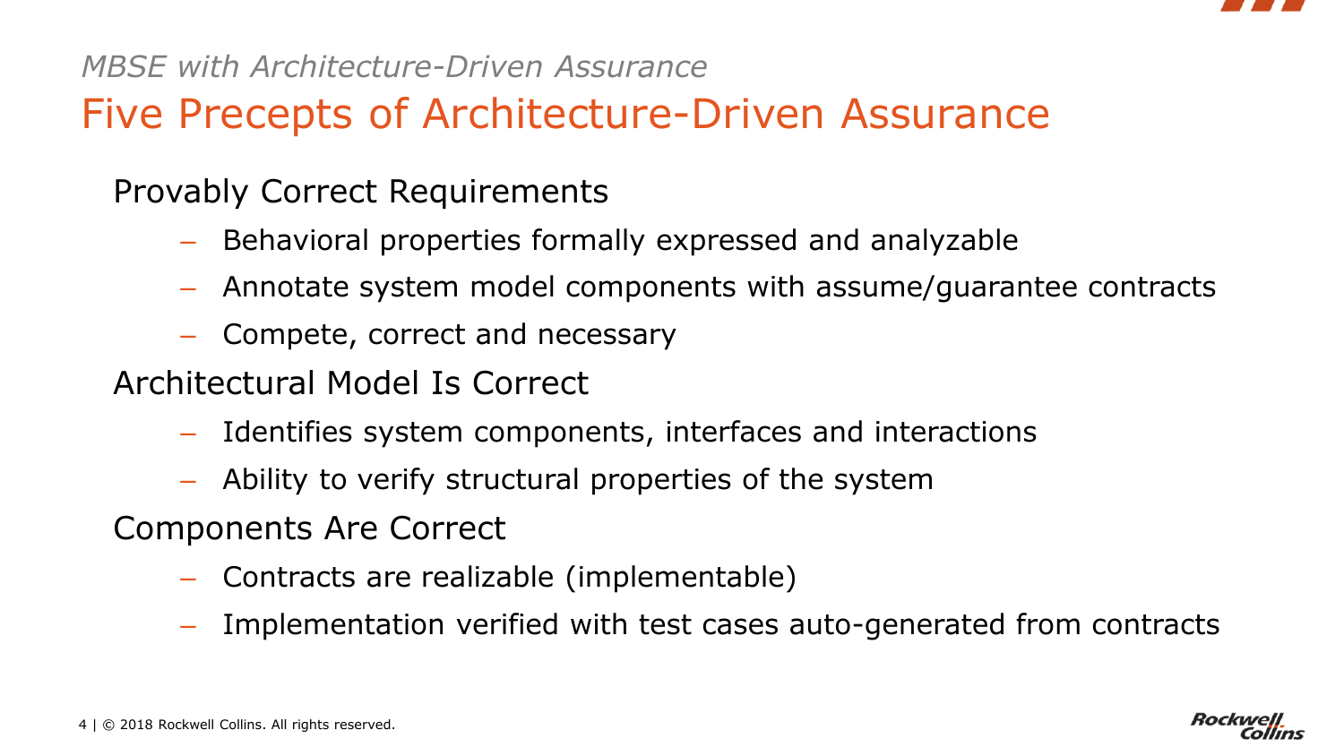*MBSE with Architecture-Driven Assurance*

# Five Precepts of Architecture-Driven Assurance

## Provably Correct Requirements

- Behavioral properties formally expressed and analyzable
- Annotate system model components with assume/guarantee contracts
- Compete, correct and necessary

## Architectural Model Is Correct

- Identifies system components, interfaces and interactions
- Ability to verify structural properties of the system

## Components Are Correct

- Contracts are realizable (implementable)
- Implementation verified with test cases auto-generated from contracts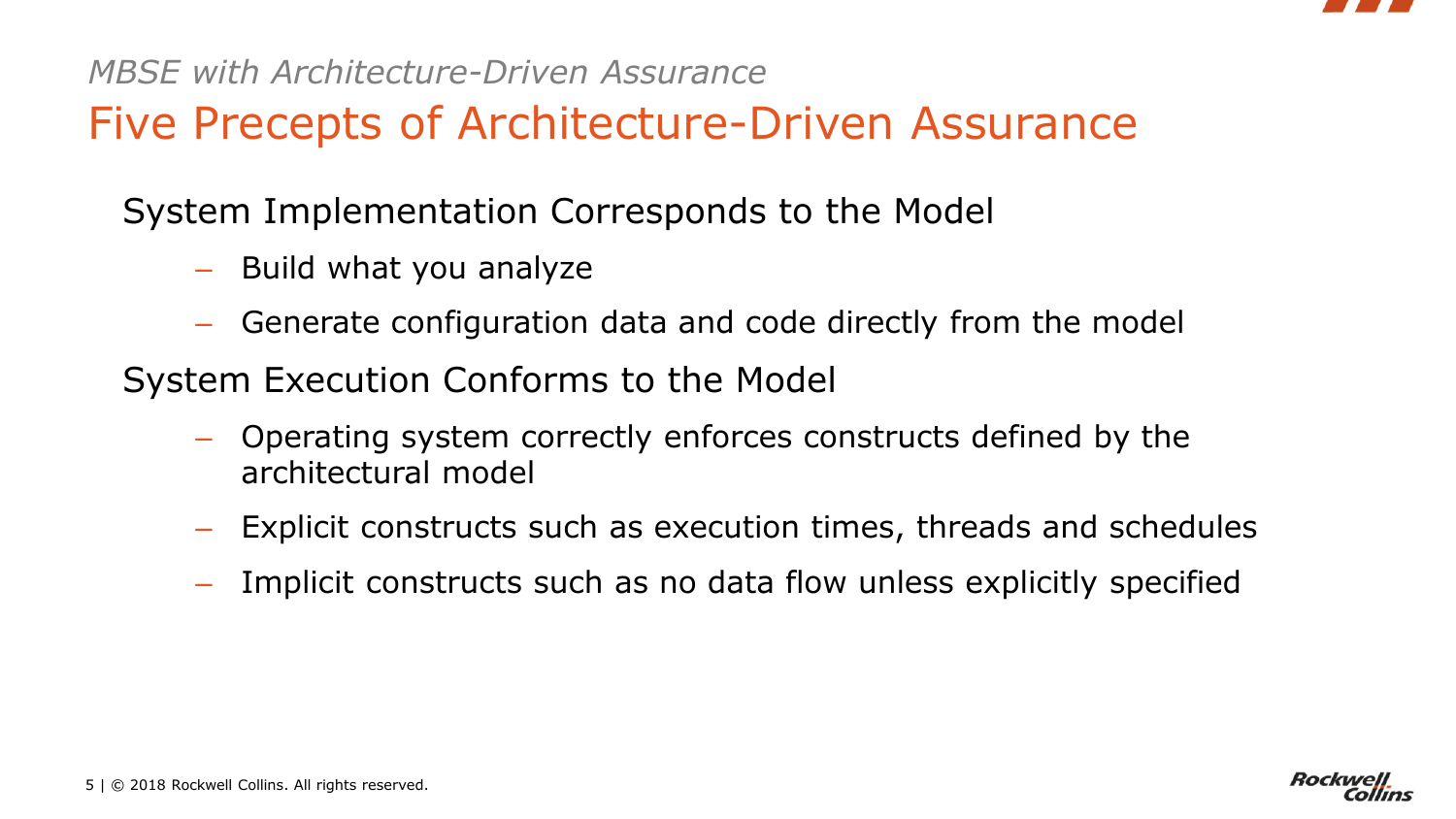*MBSE with Architecture-Driven Assurance*

# Five Precepts of Architecture-Driven Assurance

System Implementation Corresponds to the Model

- Build what you analyze
- Generate configuration data and code directly from the model

System Execution Conforms to the Model

- Operating system correctly enforces constructs defined by the architectural model
- Explicit constructs such as execution times, threads and schedules
- Implicit constructs such as no data flow unless explicitly specified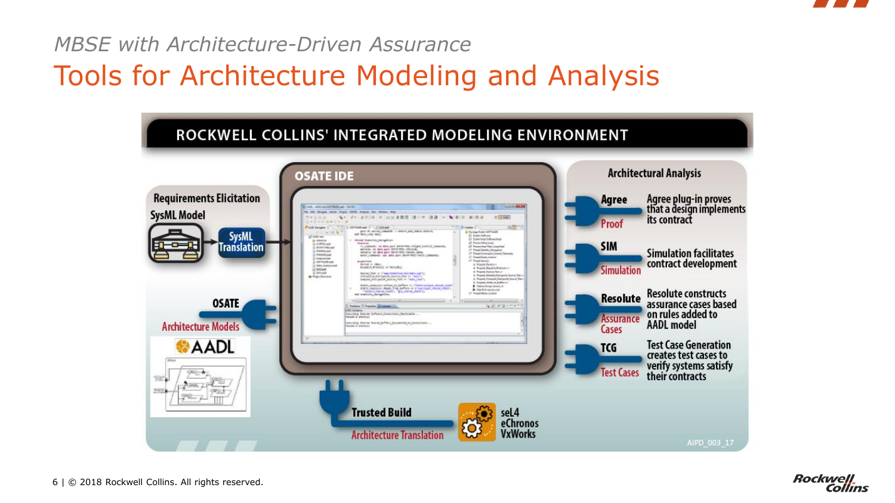*MBSE with Architecture-Driven Assurance*

# Tools for Architecture Modeling and Analysis

## ROCKWELL COLLINS' INTEGRATED MODELING ENVIRONMENT

**Requirements Elicitation**

SysML Model

SysML Translation

**OSATE**

Architecture Models

AADL

**OSATE IDE**

**Architectural Analysis**

- **Agree** – Proof: Agree plug-in proves that a design implements its contract
- **SIM** – Simulation: Simulation facilitates contract development
- **Resolute** – Assurance Cases: Resolute constructs assurance cases based on rules added to AADL model
- **TCG** – Test Cases: Test Case Generation creates test cases to verify systems satisfy their contracts

**Trusted Build**

Architecture Translation

seL4
eChronos
VxWorks

AIPD_003_17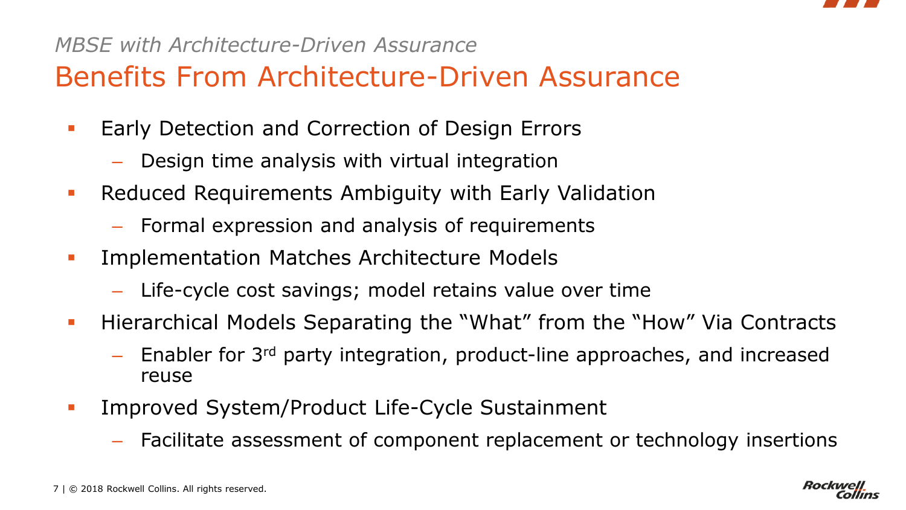*MBSE with Architecture-Driven Assurance*

# Benefits From Architecture-Driven Assurance

- Early Detection and Correction of Design Errors
  - Design time analysis with virtual integration
- Reduced Requirements Ambiguity with Early Validation
  - Formal expression and analysis of requirements
- Implementation Matches Architecture Models
  - Life-cycle cost savings; model retains value over time
- Hierarchical Models Separating the "What" from the "How" Via Contracts
  - Enabler for 3rd party integration, product-line approaches, and increased reuse
- Improved System/Product Life-Cycle Sustainment
  - Facilitate assessment of component replacement or technology insertions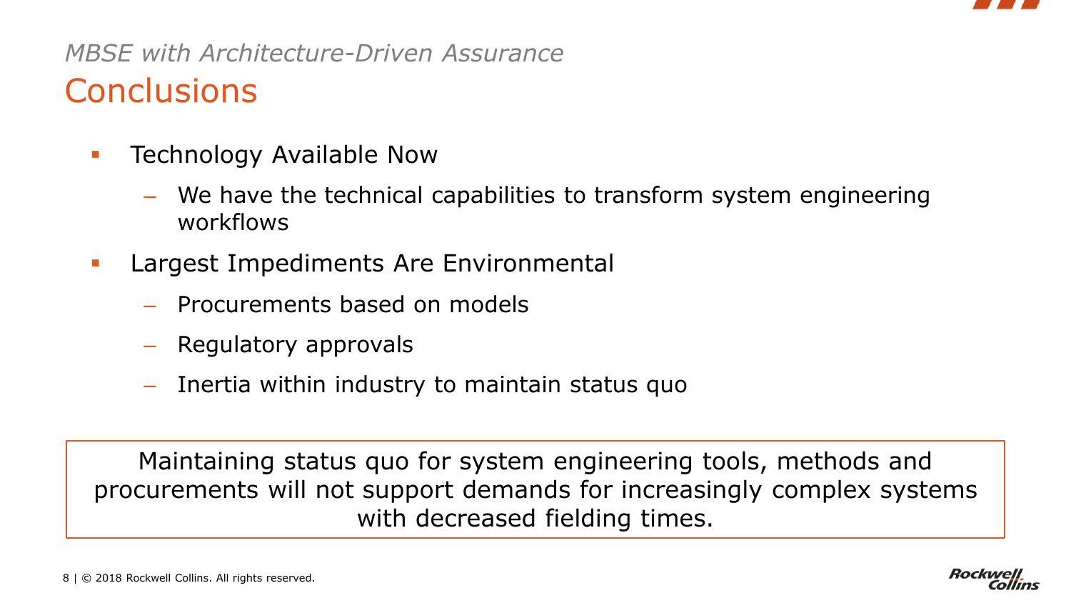*MBSE with Architecture-Driven Assurance*

# Conclusions

- Technology Available Now
  - We have the technical capabilities to transform system engineering workflows
- Largest Impediments Are Environmental
  - Procurements based on models
  - Regulatory approvals
  - Inertia within industry to maintain status quo

> Maintaining status quo for system engineering tools, methods and procurements will not support demands for increasingly complex systems with decreased fielding times.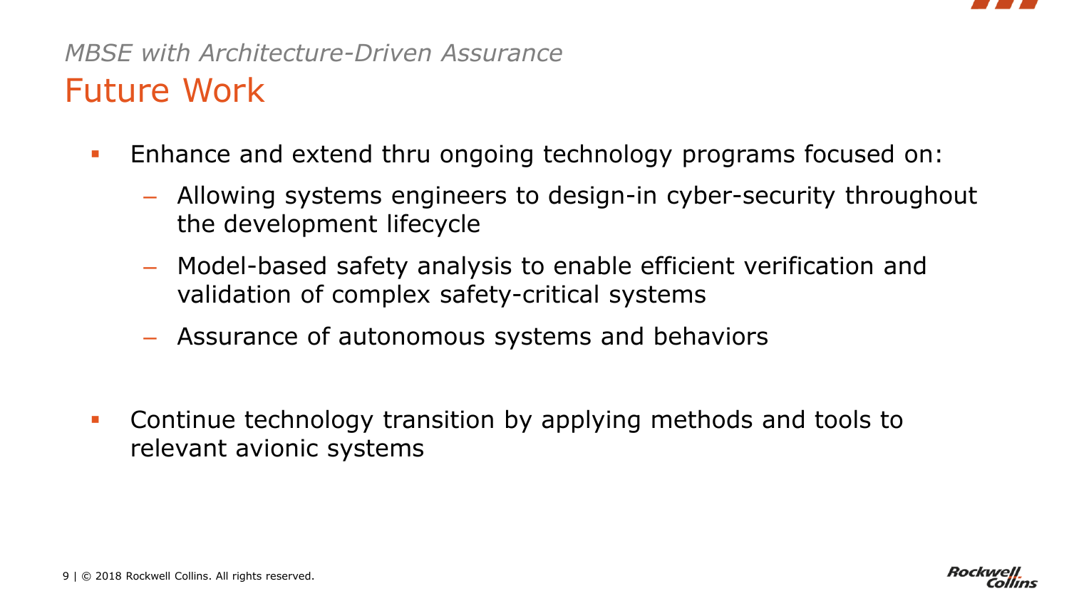*MBSE with Architecture-Driven Assurance*

# Future Work

- Enhance and extend thru ongoing technology programs focused on:
  - Allowing systems engineers to design-in cyber-security throughout the development lifecycle
  - Model-based safety analysis to enable efficient verification and validation of complex safety-critical systems
  - Assurance of autonomous systems and behaviors
- Continue technology transition by applying methods and tools to relevant avionic systems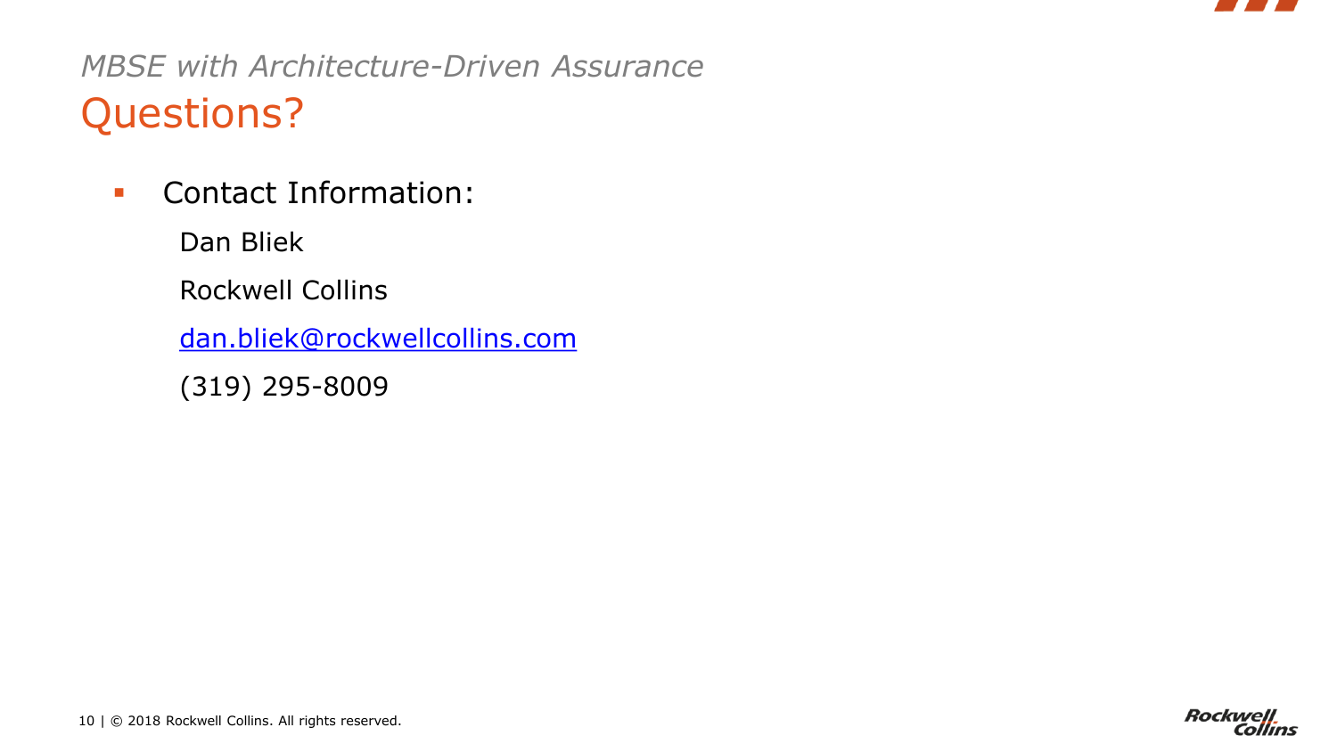*MBSE with Architecture-Driven Assurance*

# Questions?

- Contact Information:

  Dan Bliek

  Rockwell Collins

  dan.bliek@rockwellcollins.com

  (319) 295-8009

© 2018 Rockwell Collins. All rights reserved.